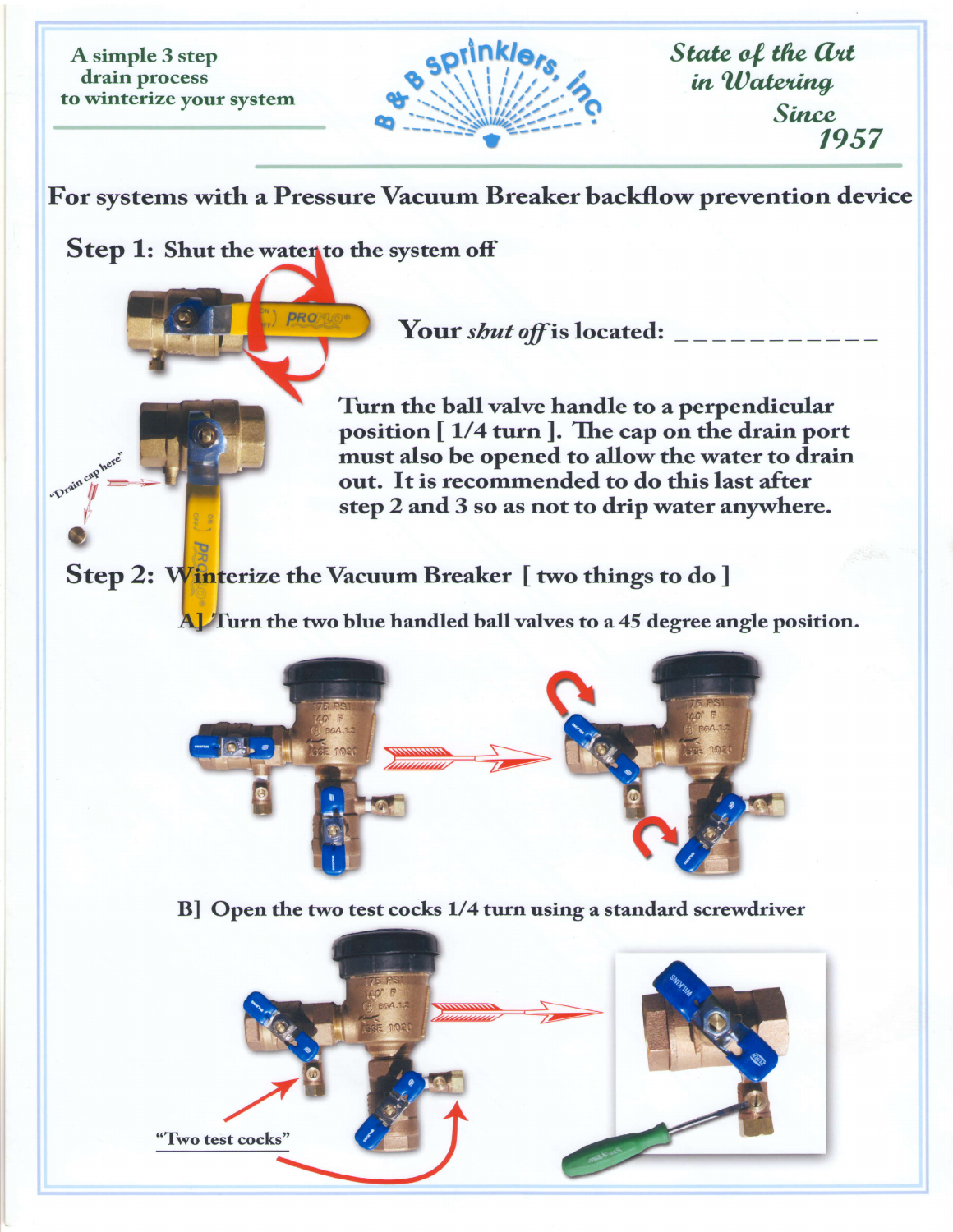A simple 3 step drain process to winterize your system

B & B Sprinklers, Inc.

*State of the Art in Watering Since 1957*

## For systems with a Pressure Vacuum Breaker backflow prevention device

### Step 1: Shut the water to the system off

Your *shut off* is located: ____________

"Drain cap here"

Turn the ball valve handle to a perpendicular position [ 1/4 turn ]. The cap on the drain port must also be opened to allow the water to drain out. It is recommended to do this last after step 2 and 3 so as not to drip water anywhere.

### Step 2: Winterize the Vacuum Breaker [ two things to do ]

A] Turn the two blue handled ball valves to a 45 degree angle position.

B] Open the two test cocks 1/4 turn using a standard screwdriver

"Two test cocks"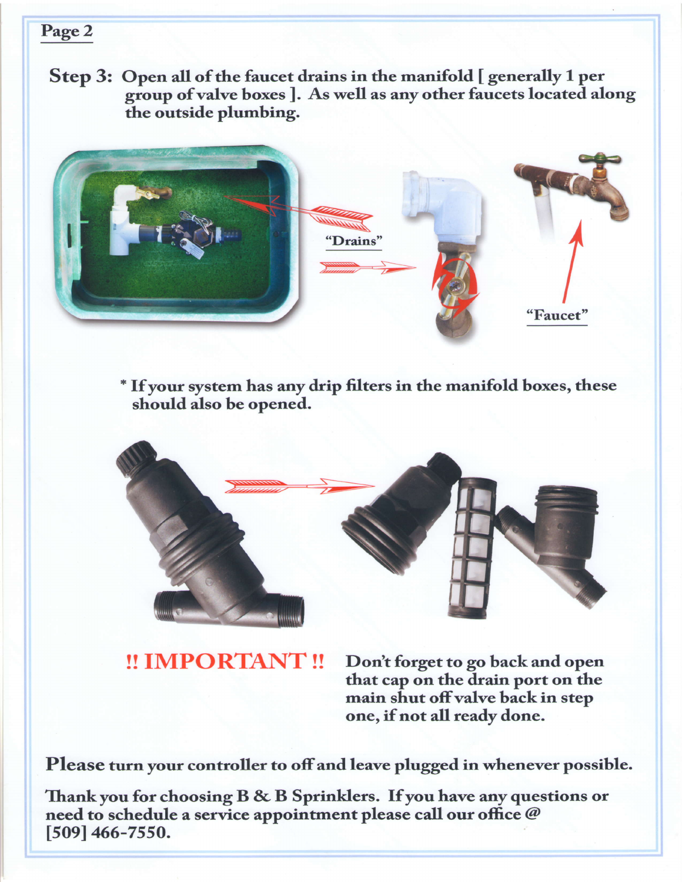**Step 3: Open all of the faucet drains in the manifold [ generally 1 per group of valve boxes ]. As well as any other faucets located along the outside plumbing.**

"Drains"

"Faucet"

**\* If your system has any drip filters in the manifold boxes, these should also be opened.**

**!! IMPORTANT !!** **Don't forget to go back and open that cap on the drain port on the main shut off valve back in step one, if not all ready done.**

**Please turn your controller to off and leave plugged in whenever possible.**

**Thank you for choosing B & B Sprinklers. If you have any questions or need to schedule a service appointment please call our office @ [509] 466-7550.**